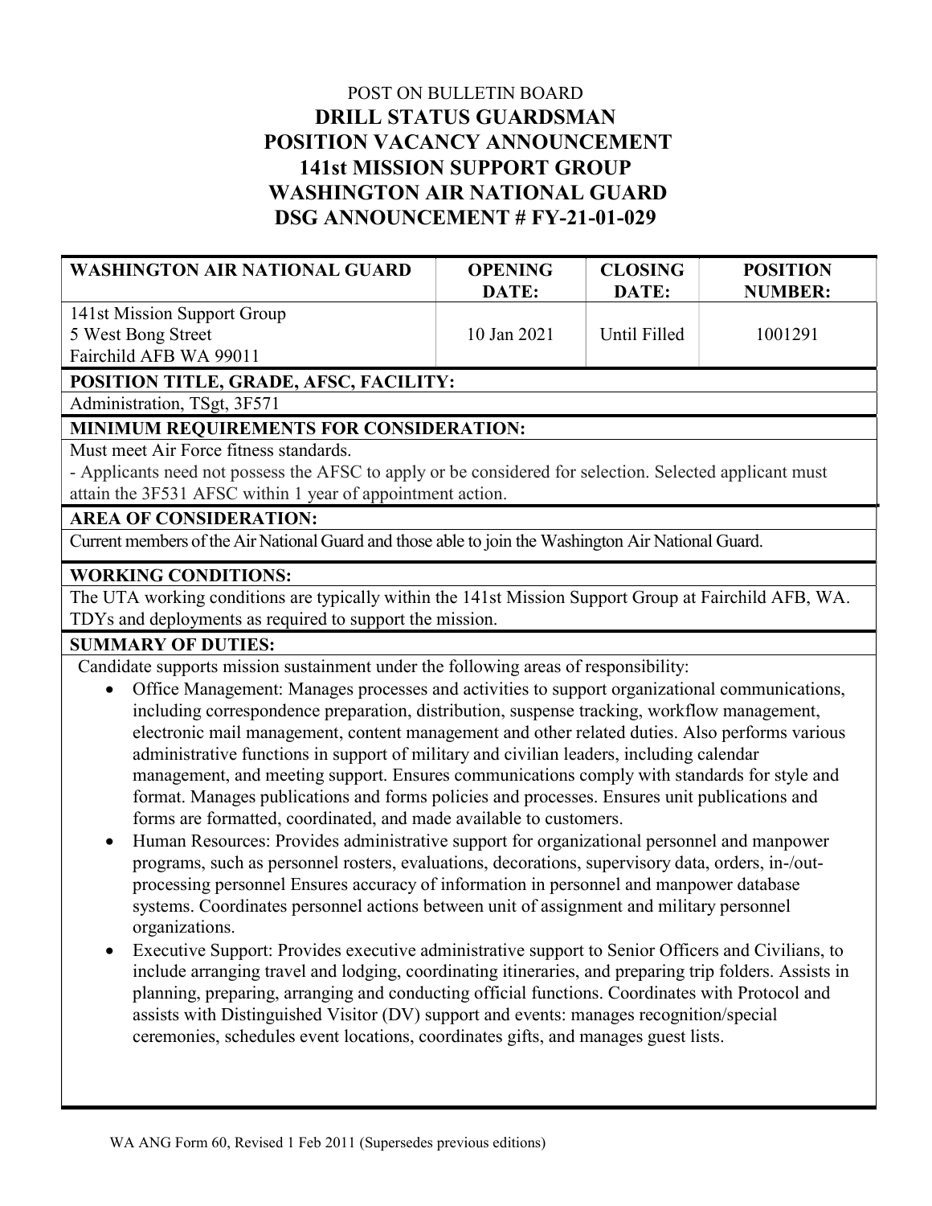POST ON BULLETIN BOARD

# DRILL STATUS GUARDSMAN
# POSITION VACANCY ANNOUNCEMENT
# 141st MISSION SUPPORT GROUP
# WASHINGTON AIR NATIONAL GUARD
# DSG ANNOUNCEMENT # FY-21-01-029

| WASHINGTON AIR NATIONAL GUARD | OPENING DATE: | CLOSING DATE: | POSITION NUMBER: |
|---|---|---|---|
| 141st Mission Support Group<br>5 West Bong Street<br>Fairchild AFB WA 99011 | 10 Jan 2021 | Until Filled | 1001291 |

**POSITION TITLE, GRADE, AFSC, FACILITY:**

Administration, TSgt, 3F571

**MINIMUM REQUIREMENTS FOR CONSIDERATION:**

Must meet Air Force fitness standards.

- Applicants need not possess the AFSC to apply or be considered for selection. Selected applicant must attain the 3F531 AFSC within 1 year of appointment action.

**AREA OF CONSIDERATION:**

Current members of the Air National Guard and those able to join the Washington Air National Guard.

**WORKING CONDITIONS:**

The UTA working conditions are typically within the 141st Mission Support Group at Fairchild AFB, WA. TDYs and deployments as required to support the mission.

**SUMMARY OF DUTIES:**

Candidate supports mission sustainment under the following areas of responsibility:

- Office Management: Manages processes and activities to support organizational communications, including correspondence preparation, distribution, suspense tracking, workflow management, electronic mail management, content management and other related duties. Also performs various administrative functions in support of military and civilian leaders, including calendar management, and meeting support. Ensures communications comply with standards for style and format. Manages publications and forms policies and processes. Ensures unit publications and forms are formatted, coordinated, and made available to customers.
- Human Resources: Provides administrative support for organizational personnel and manpower programs, such as personnel rosters, evaluations, decorations, supervisory data, orders, in-/out-processing personnel Ensures accuracy of information in personnel and manpower database systems. Coordinates personnel actions between unit of assignment and military personnel organizations.
- Executive Support: Provides executive administrative support to Senior Officers and Civilians, to include arranging travel and lodging, coordinating itineraries, and preparing trip folders. Assists in planning, preparing, arranging and conducting official functions. Coordinates with Protocol and assists with Distinguished Visitor (DV) support and events: manages recognition/special ceremonies, schedules event locations, coordinates gifts, and manages guest lists.

WA ANG Form 60, Revised 1 Feb 2011 (Supersedes previous editions)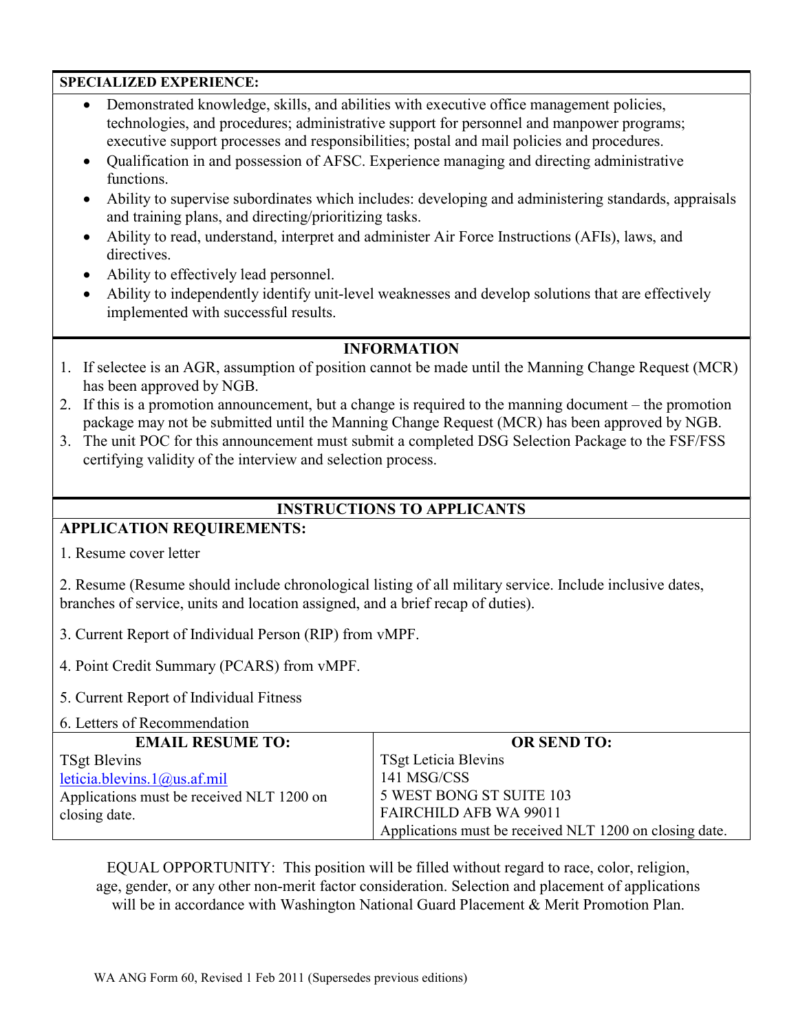**SPECIALIZED EXPERIENCE:**

- Demonstrated knowledge, skills, and abilities with executive office management policies, technologies, and procedures; administrative support for personnel and manpower programs; executive support processes and responsibilities; postal and mail policies and procedures.
- Qualification in and possession of AFSC. Experience managing and directing administrative functions.
- Ability to supervise subordinates which includes: developing and administering standards, appraisals and training plans, and directing/prioritizing tasks.
- Ability to read, understand, interpret and administer Air Force Instructions (AFIs), laws, and directives.
- Ability to effectively lead personnel.
- Ability to independently identify unit-level weaknesses and develop solutions that are effectively implemented with successful results.

## INFORMATION

1. If selectee is an AGR, assumption of position cannot be made until the Manning Change Request (MCR) has been approved by NGB.
2. If this is a promotion announcement, but a change is required to the manning document – the promotion package may not be submitted until the Manning Change Request (MCR) has been approved by NGB.
3. The unit POC for this announcement must submit a completed DSG Selection Package to the FSF/FSS certifying validity of the interview and selection process.

## INSTRUCTIONS TO APPLICANTS

**APPLICATION REQUIREMENTS:**

1. Resume cover letter

2. Resume (Resume should include chronological listing of all military service. Include inclusive dates, branches of service, units and location assigned, and a brief recap of duties).

3. Current Report of Individual Person (RIP) from vMPF.

4. Point Credit Summary (PCARS) from vMPF.

5. Current Report of Individual Fitness

6. Letters of Recommendation

| EMAIL RESUME TO: | OR SEND TO: |
|---|---|
| TSgt Blevins<br>leticia.blevins.1@us.af.mil<br>Applications must be received NLT 1200 on closing date. | TSgt Leticia Blevins<br>141 MSG/CSS<br>5 WEST BONG ST SUITE 103<br>FAIRCHILD AFB WA 99011<br>Applications must be received NLT 1200 on closing date. |

EQUAL OPPORTUNITY: This position will be filled without regard to race, color, religion, age, gender, or any other non-merit factor consideration. Selection and placement of applications will be in accordance with Washington National Guard Placement & Merit Promotion Plan.

WA ANG Form 60, Revised 1 Feb 2011 (Supersedes previous editions)